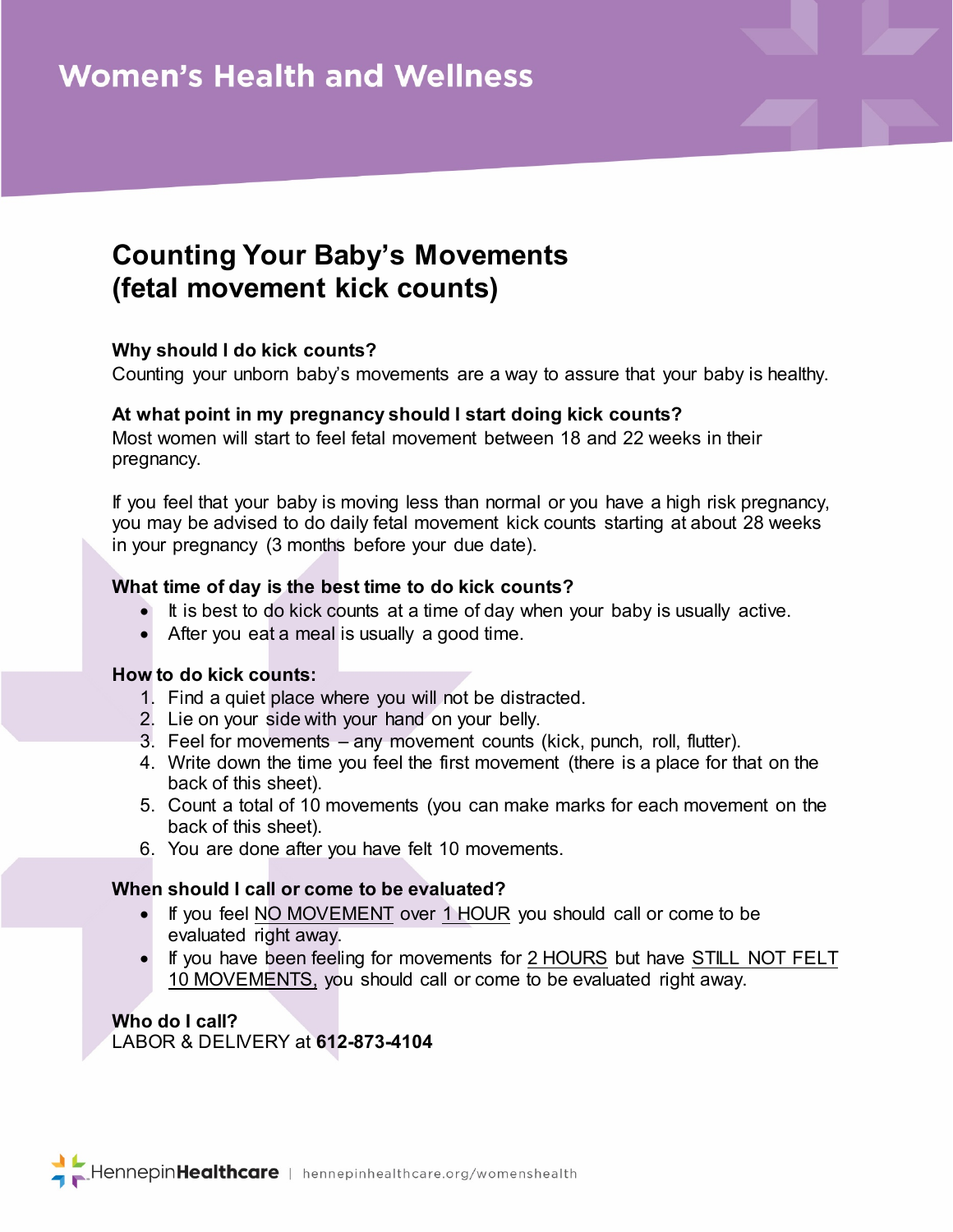# Women's Health and Wellness

## Counting Your Baby's Movements (fetal movement kick counts)

**Why should I do kick counts?**
Counting your unborn baby's movements are a way to assure that your baby is healthy.

**At what point in my pregnancy should I start doing kick counts?**
Most women will start to feel fetal movement between 18 and 22 weeks in their pregnancy.

If you feel that your baby is moving less than normal or you have a high risk pregnancy, you may be advised to do daily fetal movement kick counts starting at about 28 weeks in your pregnancy (3 months before your due date).

**What time of day is the best time to do kick counts?**

- It is best to do kick counts at a time of day when your baby is usually active.
- After you eat a meal is usually a good time.

**How to do kick counts:**

1. Find a quiet place where you will not be distracted.
2. Lie on your side with your hand on your belly.
3. Feel for movements – any movement counts (kick, punch, roll, flutter).
4. Write down the time you feel the first movement (there is a place for that on the back of this sheet).
5. Count a total of 10 movements (you can make marks for each movement on the back of this sheet).
6. You are done after you have felt 10 movements.

**When should I call or come to be evaluated?**

- If you feel NO MOVEMENT over 1 HOUR you should call or come to be evaluated right away.
- If you have been feeling for movements for 2 HOURS but have STILL NOT FELT 10 MOVEMENTS, you should call or come to be evaluated right away.

**Who do I call?**
LABOR & DELIVERY at **612-873-4104**

HennepinHealthcare | hennepinhealthcare.org/womenshealth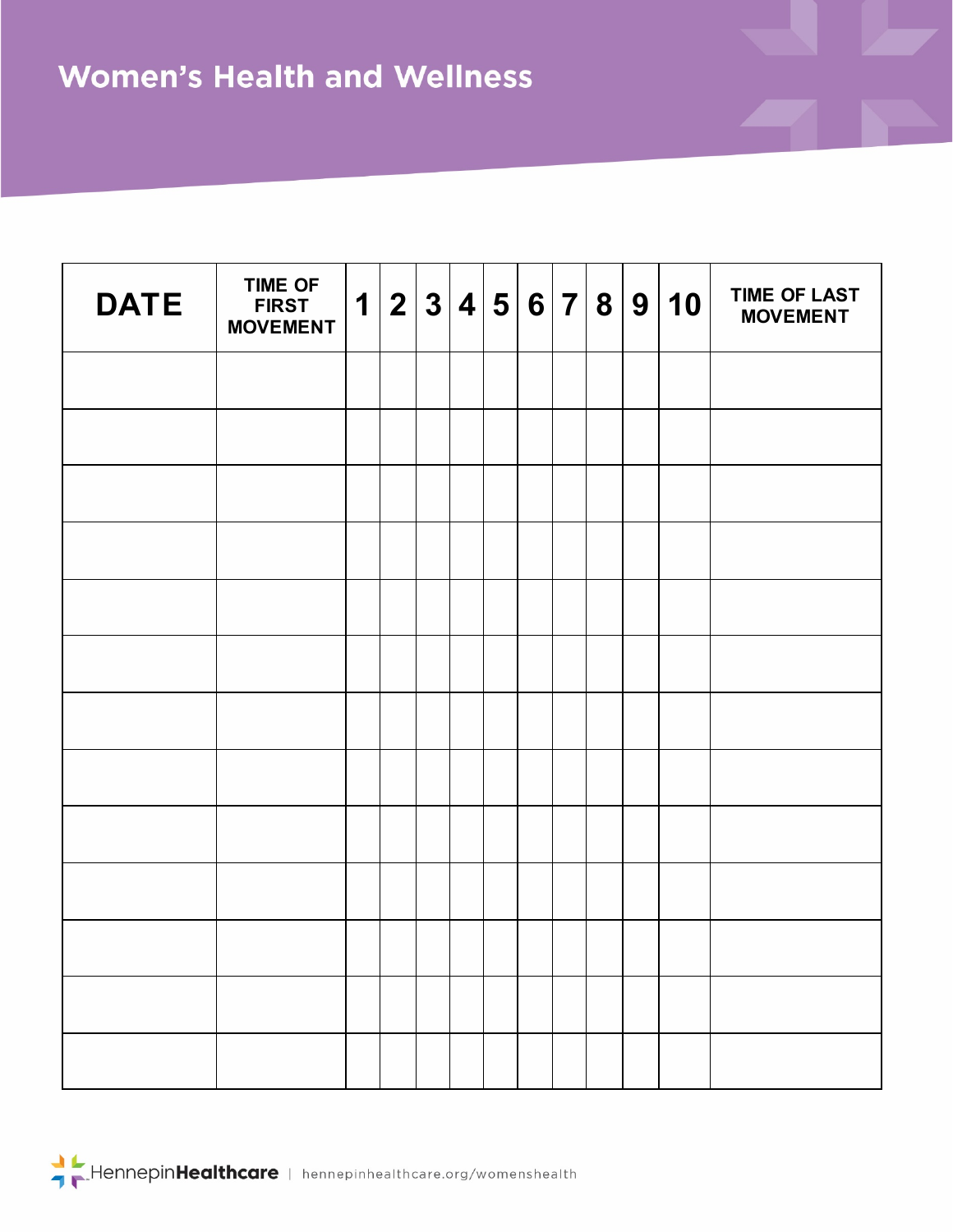## Women's Health and Wellness

| DATE | TIME OF FIRST MOVEMENT | 1 | 2 | 3 | 4 | 5 | 6 | 7 | 8 | 9 | 10 | TIME OF LAST MOVEMENT |
|---|---|---|---|---|---|---|---|---|---|---|---|---|
| | | | | | | | | | | | | |
| | | | | | | | | | | | | |
| | | | | | | | | | | | | |
| | | | | | | | | | | | | |
| | | | | | | | | | | | | |
| | | | | | | | | | | | | |
| | | | | | | | | | | | | |
| | | | | | | | | | | | | |
| | | | | | | | | | | | | |
| | | | | | | | | | | | | |
| | | | | | | | | | | | | |
| | | | | | | | | | | | | |
| | | | | | | | | | | | | |

HennepinHealthcare | hennepinhealthcare.org/womenshealth